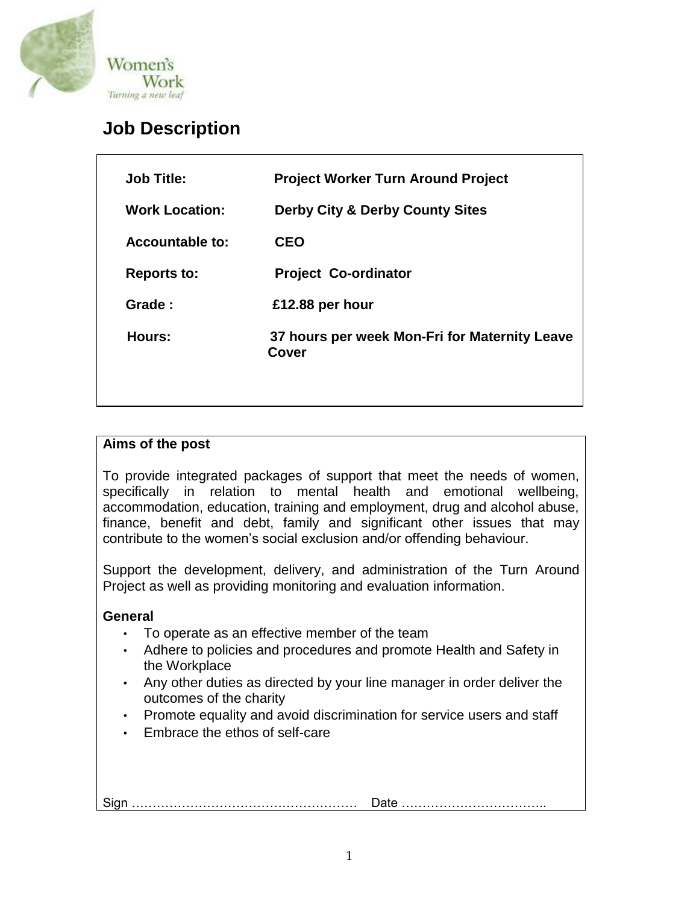Women's Work
*Turning a new leaf*

# Job Description

| | |
|---|---|
| **Job Title:** | **Project Worker Turn Around Project** |
| **Work Location:** | **Derby City & Derby County Sites** |
| **Accountable to:** | **CEO** |
| **Reports to:** | **Project Co-ordinator** |
| **Grade :** | **£12.88 per hour** |
| **Hours:** | **37 hours per week Mon-Fri for Maternity Leave Cover** |

**Aims of the post**

To provide integrated packages of support that meet the needs of women, specifically in relation to mental health and emotional wellbeing, accommodation, education, training and employment, drug and alcohol abuse, finance, benefit and debt, family and significant other issues that may contribute to the women's social exclusion and/or offending behaviour.

Support the development, delivery, and administration of the Turn Around Project as well as providing monitoring and evaluation information.

**General**

- To operate as an effective member of the team
- Adhere to policies and procedures and promote Health and Safety in the Workplace
- Any other duties as directed by your line manager in order deliver the outcomes of the charity
- Promote equality and avoid discrimination for service users and staff
- Embrace the ethos of self-care

Sign ……………………………………………… Date ……………………………..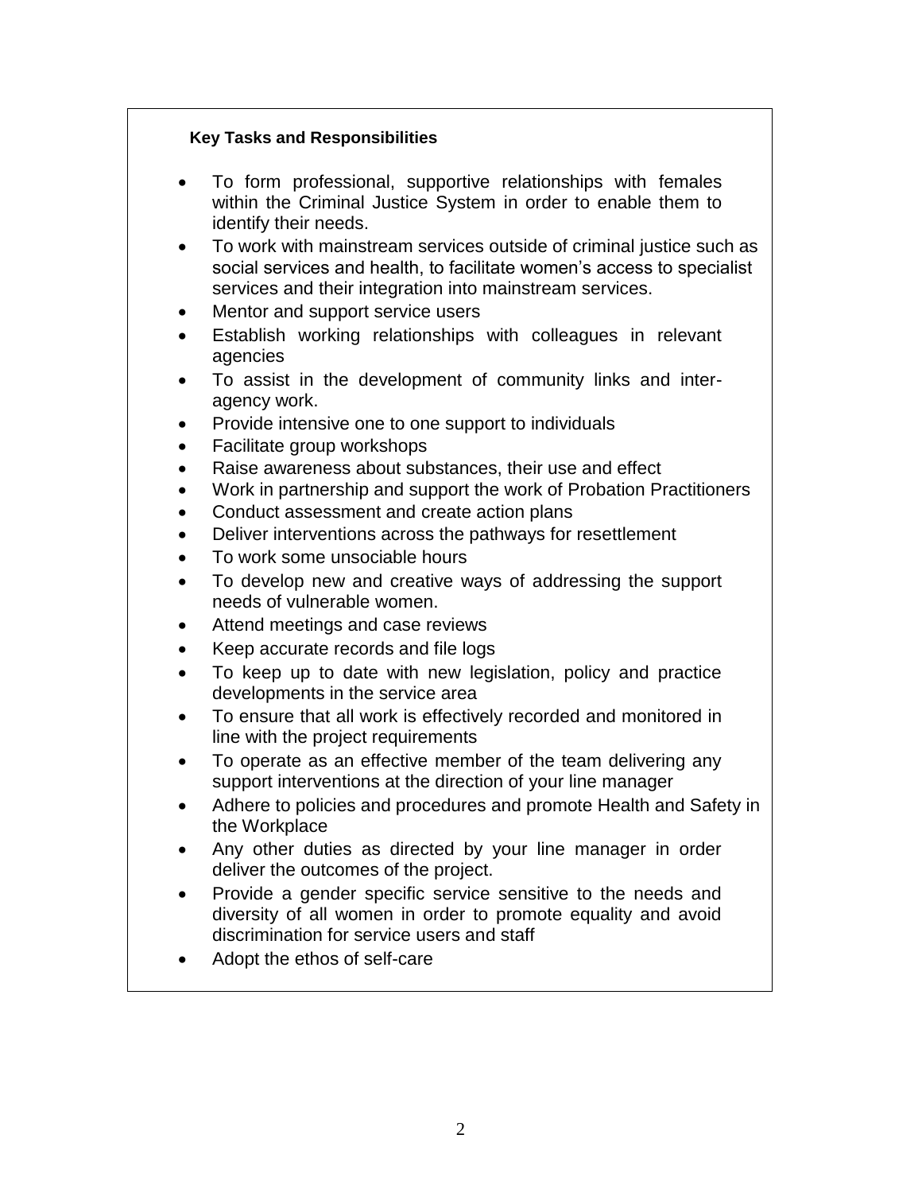**Key Tasks and Responsibilities**

- To form professional, supportive relationships with females within the Criminal Justice System in order to enable them to identify their needs.
- To work with mainstream services outside of criminal justice such as social services and health, to facilitate women's access to specialist services and their integration into mainstream services.
- Mentor and support service users
- Establish working relationships with colleagues in relevant agencies
- To assist in the development of community links and inter-agency work.
- Provide intensive one to one support to individuals
- Facilitate group workshops
- Raise awareness about substances, their use and effect
- Work in partnership and support the work of Probation Practitioners
- Conduct assessment and create action plans
- Deliver interventions across the pathways for resettlement
- To work some unsociable hours
- To develop new and creative ways of addressing the support needs of vulnerable women.
- Attend meetings and case reviews
- Keep accurate records and file logs
- To keep up to date with new legislation, policy and practice developments in the service area
- To ensure that all work is effectively recorded and monitored in line with the project requirements
- To operate as an effective member of the team delivering any support interventions at the direction of your line manager
- Adhere to policies and procedures and promote Health and Safety in the Workplace
- Any other duties as directed by your line manager in order deliver the outcomes of the project.
- Provide a gender specific service sensitive to the needs and diversity of all women in order to promote equality and avoid discrimination for service users and staff
- Adopt the ethos of self-care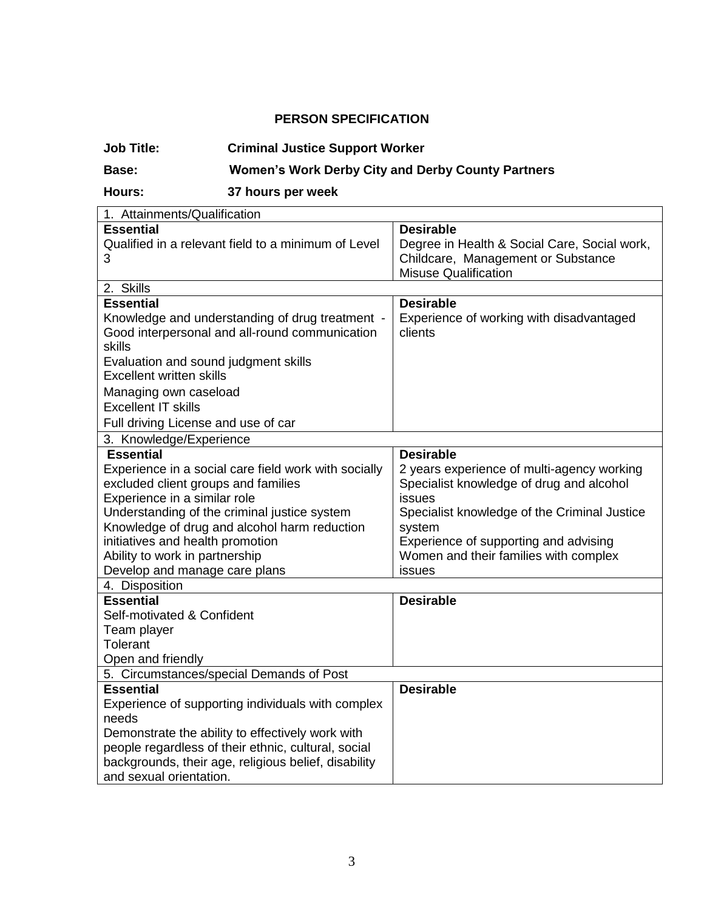# PERSON SPECIFICATION

**Job Title:** **Criminal Justice Support Worker**

**Base:** **Women's Work Derby City and Derby County Partners**

**Hours:** **37 hours per week**

| 1. Attainments/Qualification | |
|---|---|
| **Essential**<br>Qualified in a relevant field to a minimum of Level 3 | **Desirable**<br>Degree in Health & Social Care, Social work, Childcare, Management or Substance Misuse Qualification |
| **2. Skills** | |
| **Essential**<br>Knowledge and understanding of drug treatment -<br>Good interpersonal and all-round communication skills<br>Evaluation and sound judgment skills<br>Excellent written skills<br>Managing own caseload<br>Excellent IT skills<br>Full driving License and use of car | **Desirable**<br>Experience of working with disadvantaged clients |
| **3. Knowledge/Experience** | |
| **Essential**<br>Experience in a social care field work with socially excluded client groups and families<br>Experience in a similar role<br>Understanding of the criminal justice system<br>Knowledge of drug and alcohol harm reduction initiatives and health promotion<br>Ability to work in partnership<br>Develop and manage care plans | **Desirable**<br>2 years experience of multi-agency working<br>Specialist knowledge of drug and alcohol issues<br>Specialist knowledge of the Criminal Justice system<br>Experience of supporting and advising Women and their families with complex issues |
| **4. Disposition** | |
| **Essential**<br>Self-motivated & Confident<br>Team player<br>Tolerant<br>Open and friendly | **Desirable** |
| **5. Circumstances/special Demands of Post** | |
| **Essential**<br>Experience of supporting individuals with complex needs<br>Demonstrate the ability to effectively work with people regardless of their ethnic, cultural, social backgrounds, their age, religious belief, disability and sexual orientation. | **Desirable** |